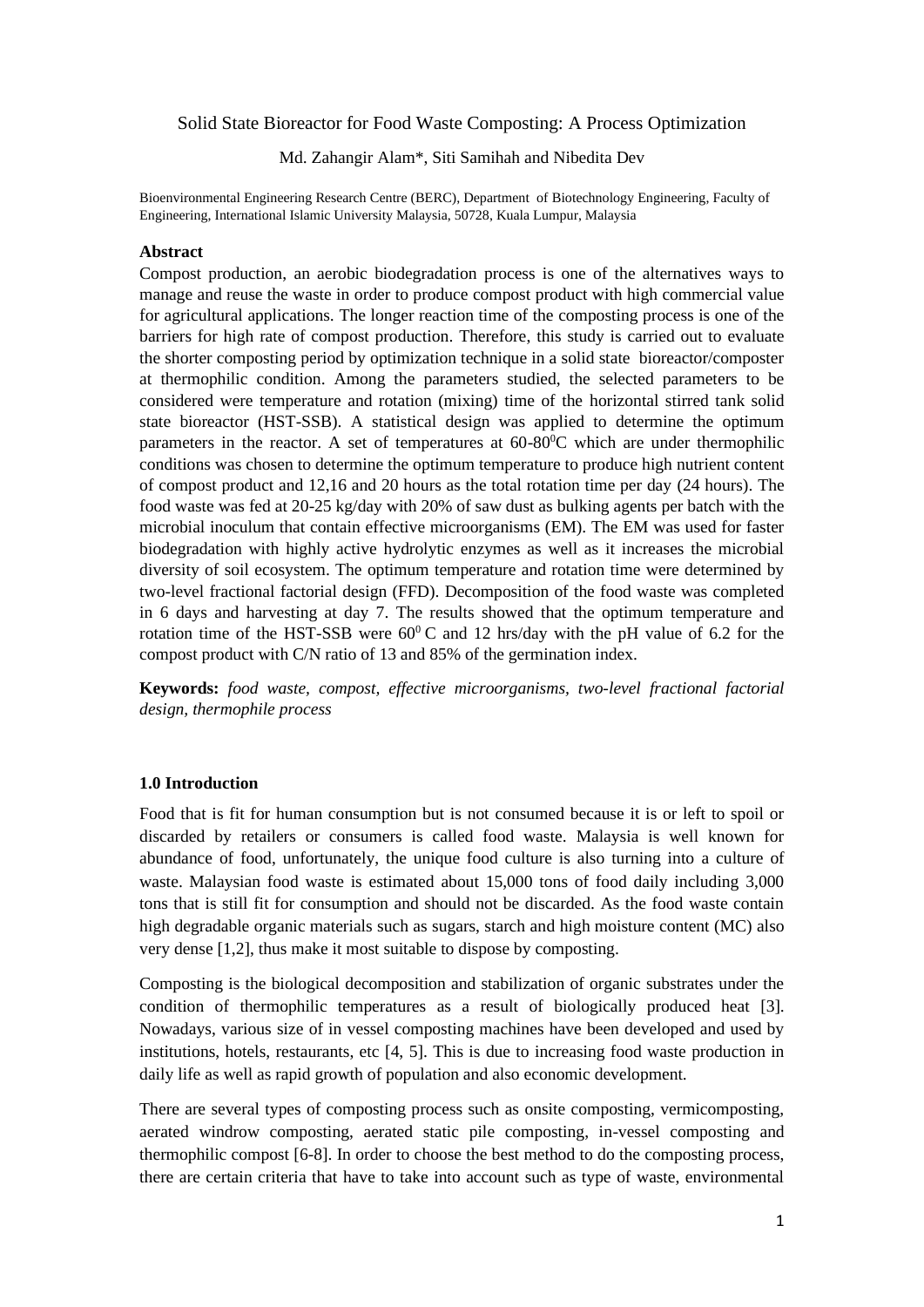# Solid State Bioreactor for Food Waste Composting: A Process Optimization

Md. Zahangir Alam*, Siti Samihah and Nibedita Dev

Bioenvironmental Engineering Research Centre (BERC), Department of Biotechnology Engineering, Faculty of Engineering, International Islamic University Malaysia, 50728, Kuala Lumpur, Malaysia

## Abstract

Compost production, an aerobic biodegradation process is one of the alternatives ways to manage and reuse the waste in order to produce compost product with high commercial value for agricultural applications. The longer reaction time of the composting process is one of the barriers for high rate of compost production. Therefore, this study is carried out to evaluate the shorter composting period by optimization technique in a solid state bioreactor/composter at thermophilic condition. Among the parameters studied, the selected parameters to be considered were temperature and rotation (mixing) time of the horizontal stirred tank solid state bioreactor (HST-SSB). A statistical design was applied to determine the optimum parameters in the reactor. A set of temperatures at 60-80$^0$C which are under thermophilic conditions was chosen to determine the optimum temperature to produce high nutrient content of compost product and 12,16 and 20 hours as the total rotation time per day (24 hours). The food waste was fed at 20-25 kg/day with 20% of saw dust as bulking agents per batch with the microbial inoculum that contain effective microorganisms (EM). The EM was used for faster biodegradation with highly active hydrolytic enzymes as well as it increases the microbial diversity of soil ecosystem. The optimum temperature and rotation time were determined by two-level fractional factorial design (FFD). Decomposition of the food waste was completed in 6 days and harvesting at day 7. The results showed that the optimum temperature and rotation time of the HST-SSB were 60$^0$ C and 12 hrs/day with the pH value of 6.2 for the compost product with C/N ratio of 13 and 85% of the germination index.

**Keywords:** *food waste, compost, effective microorganisms, two-level fractional factorial design, thermophile process*

## 1.0 Introduction

Food that is fit for human consumption but is not consumed because it is or left to spoil or discarded by retailers or consumers is called food waste. Malaysia is well known for abundance of food, unfortunately, the unique food culture is also turning into a culture of waste. Malaysian food waste is estimated about 15,000 tons of food daily including 3,000 tons that is still fit for consumption and should not be discarded. As the food waste contain high degradable organic materials such as sugars, starch and high moisture content (MC) also very dense [1,2], thus make it most suitable to dispose by composting.

Composting is the biological decomposition and stabilization of organic substrates under the condition of thermophilic temperatures as a result of biologically produced heat [3]. Nowadays, various size of in vessel composting machines have been developed and used by institutions, hotels, restaurants, etc [4, 5]. This is due to increasing food waste production in daily life as well as rapid growth of population and also economic development.

There are several types of composting process such as onsite composting, vermicomposting, aerated windrow composting, aerated static pile composting, in-vessel composting and thermophilic compost [6-8]. In order to choose the best method to do the composting process, there are certain criteria that have to take into account such as type of waste, environmental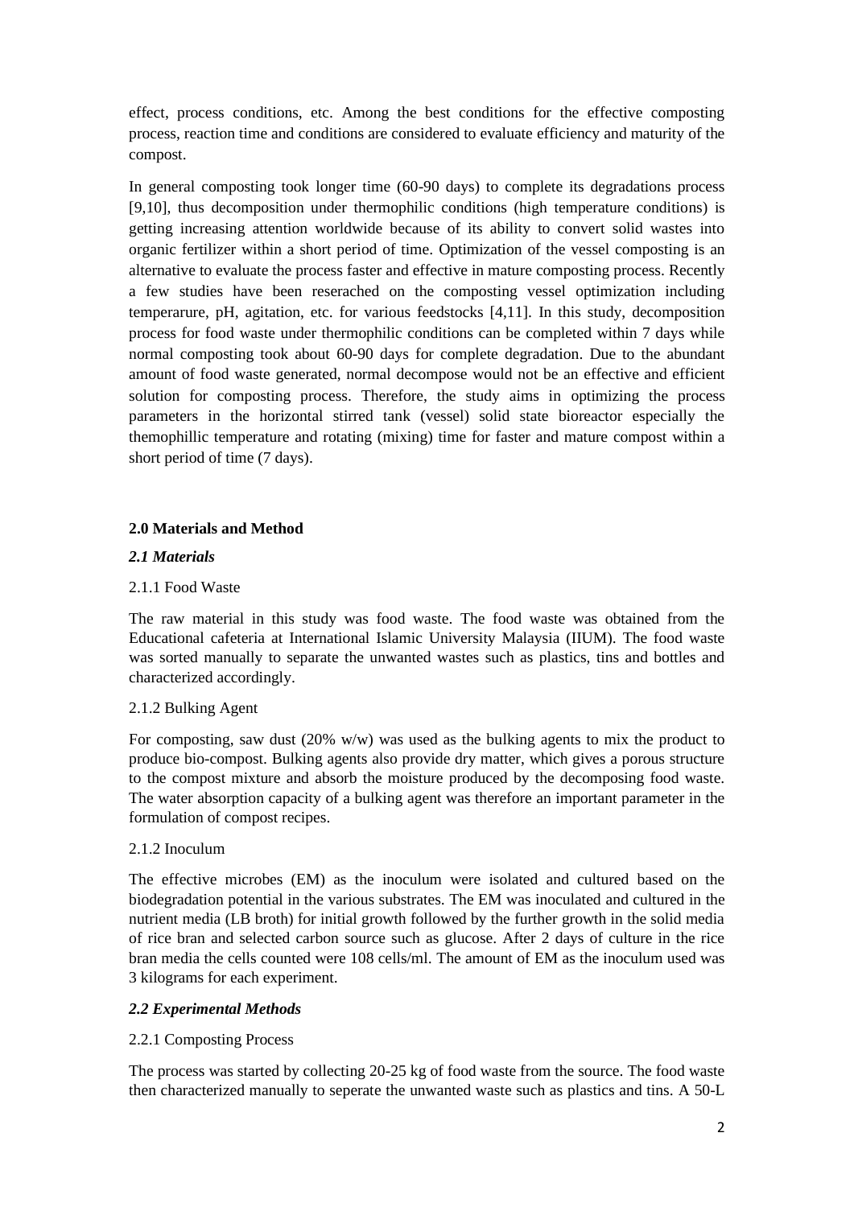effect, process conditions, etc. Among the best conditions for the effective composting process, reaction time and conditions are considered to evaluate efficiency and maturity of the compost.

In general composting took longer time (60-90 days) to complete its degradations process [9,10], thus decomposition under thermophilic conditions (high temperature conditions) is getting increasing attention worldwide because of its ability to convert solid wastes into organic fertilizer within a short period of time. Optimization of the vessel composting is an alternative to evaluate the process faster and effective in mature composting process. Recently a few studies have been reserached on the composting vessel optimization including temperarure, pH, agitation, etc. for various feedstocks [4,11]. In this study, decomposition process for food waste under thermophilic conditions can be completed within 7 days while normal composting took about 60-90 days for complete degradation. Due to the abundant amount of food waste generated, normal decompose would not be an effective and efficient solution for composting process. Therefore, the study aims in optimizing the process parameters in the horizontal stirred tank (vessel) solid state bioreactor especially the themophillic temperature and rotating (mixing) time for faster and mature compost within a short period of time (7 days).

## 2.0 Materials and Method

### *2.1 Materials*

2.1.1 Food Waste

The raw material in this study was food waste. The food waste was obtained from the Educational cafeteria at International Islamic University Malaysia (IIUM). The food waste was sorted manually to separate the unwanted wastes such as plastics, tins and bottles and characterized accordingly.

2.1.2 Bulking Agent

For composting, saw dust (20% w/w) was used as the bulking agents to mix the product to produce bio-compost. Bulking agents also provide dry matter, which gives a porous structure to the compost mixture and absorb the moisture produced by the decomposing food waste. The water absorption capacity of a bulking agent was therefore an important parameter in the formulation of compost recipes.

2.1.2 Inoculum

The effective microbes (EM) as the inoculum were isolated and cultured based on the biodegradation potential in the various substrates. The EM was inoculated and cultured in the nutrient media (LB broth) for initial growth followed by the further growth in the solid media of rice bran and selected carbon source such as glucose. After 2 days of culture in the rice bran media the cells counted were 108 cells/ml. The amount of EM as the inoculum used was 3 kilograms for each experiment.

### *2.2 Experimental Methods*

2.2.1 Composting Process

The process was started by collecting 20-25 kg of food waste from the source. The food waste then characterized manually to seperate the unwanted waste such as plastics and tins. A 50-L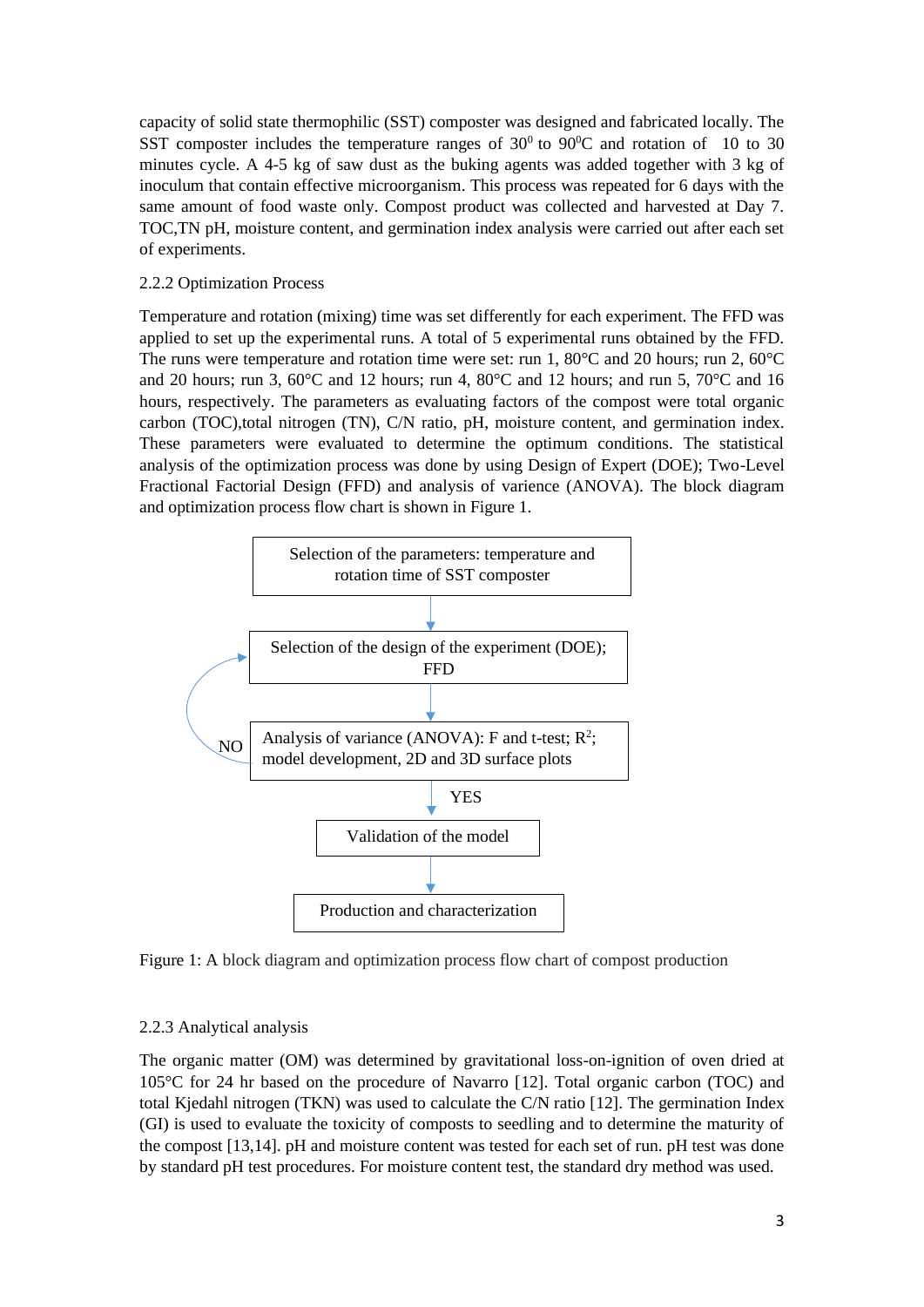capacity of solid state thermophilic (SST) composter was designed and fabricated locally. The SST composter includes the temperature ranges of $30^0$ to $90^0$C and rotation of 10 to 30 minutes cycle. A 4-5 kg of saw dust as the buking agents was added together with 3 kg of inoculum that contain effective microorganism. This process was repeated for 6 days with the same amount of food waste only. Compost product was collected and harvested at Day 7. TOC,TN pH, moisture content, and germination index analysis were carried out after each set of experiments.

### 2.2.2 Optimization Process

Temperature and rotation (mixing) time was set differently for each experiment. The FFD was applied to set up the experimental runs. A total of 5 experimental runs obtained by the FFD. The runs were temperature and rotation time were set: run 1, 80°C and 20 hours; run 2, 60°C and 20 hours; run 3, 60°C and 12 hours; run 4, 80°C and 12 hours; and run 5, 70°C and 16 hours, respectively. The parameters as evaluating factors of the compost were total organic carbon (TOC),total nitrogen (TN), C/N ratio, pH, moisture content, and germination index. These parameters were evaluated to determine the optimum conditions. The statistical analysis of the optimization process was done by using Design of Expert (DOE); Two-Level Fractional Factorial Design (FFD) and analysis of varience (ANOVA). The block diagram and optimization process flow chart is shown in Figure 1.

Selection of the parameters: temperature and rotation time of SST composter

↓

Selection of the design of the experiment (DOE); FFD

↓

Analysis of variance (ANOVA): F and t-test; $R^2$; model development, 2D and 3D surface plots (NO → back to Selection of the design of the experiment)

↓ YES

Validation of the model

↓

Production and characterization

Figure 1: A block diagram and optimization process flow chart of compost production

### 2.2.3 Analytical analysis

The organic matter (OM) was determined by gravitational loss-on-ignition of oven dried at 105°C for 24 hr based on the procedure of Navarro [12]. Total organic carbon (TOC) and total Kjedahl nitrogen (TKN) was used to calculate the C/N ratio [12]. The germination Index (GI) is used to evaluate the toxicity of composts to seedling and to determine the maturity of the compost [13,14]. pH and moisture content was tested for each set of run. pH test was done by standard pH test procedures. For moisture content test, the standard dry method was used.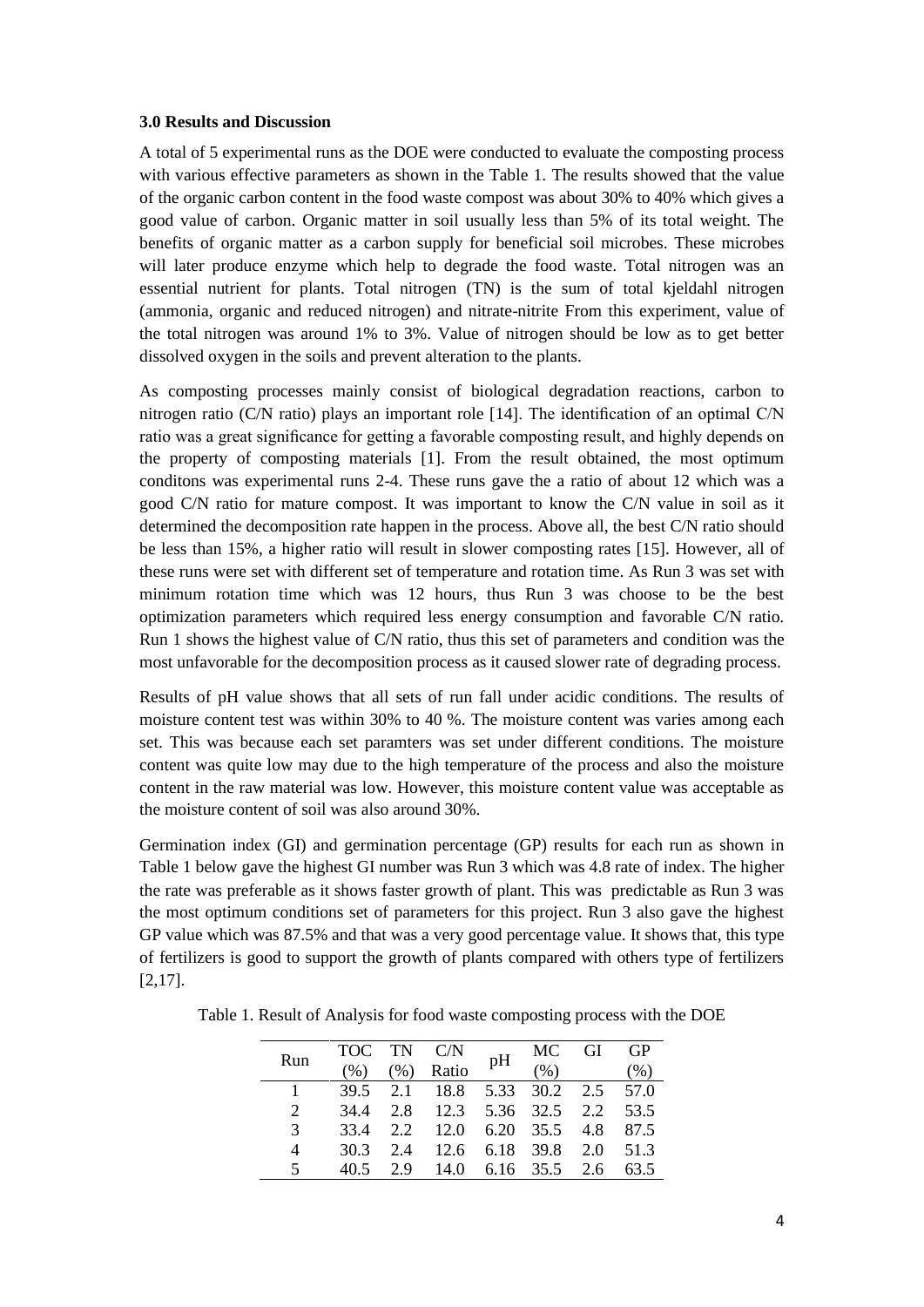### 3.0 Results and Discussion

A total of 5 experimental runs as the DOE were conducted to evaluate the composting process with various effective parameters as shown in the Table 1. The results showed that the value of the organic carbon content in the food waste compost was about 30% to 40% which gives a good value of carbon. Organic matter in soil usually less than 5% of its total weight. The benefits of organic matter as a carbon supply for beneficial soil microbes. These microbes will later produce enzyme which help to degrade the food waste. Total nitrogen was an essential nutrient for plants. Total nitrogen (TN) is the sum of total kjeldahl nitrogen (ammonia, organic and reduced nitrogen) and nitrate-nitrite From this experiment, value of the total nitrogen was around 1% to 3%. Value of nitrogen should be low as to get better dissolved oxygen in the soils and prevent alteration to the plants.

As composting processes mainly consist of biological degradation reactions, carbon to nitrogen ratio (C/N ratio) plays an important role [14]. The identification of an optimal C/N ratio was a great significance for getting a favorable composting result, and highly depends on the property of composting materials [1]. From the result obtained, the most optimum conditons was experimental runs 2-4. These runs gave the a ratio of about 12 which was a good C/N ratio for mature compost. It was important to know the C/N value in soil as it determined the decomposition rate happen in the process. Above all, the best C/N ratio should be less than 15%, a higher ratio will result in slower composting rates [15]. However, all of these runs were set with different set of temperature and rotation time. As Run 3 was set with minimum rotation time which was 12 hours, thus Run 3 was choose to be the best optimization parameters which required less energy consumption and favorable C/N ratio. Run 1 shows the highest value of C/N ratio, thus this set of parameters and condition was the most unfavorable for the decomposition process as it caused slower rate of degrading process.

Results of pH value shows that all sets of run fall under acidic conditions. The results of moisture content test was within 30% to 40 %. The moisture content was varies among each set. This was because each set paramters was set under different conditions. The moisture content was quite low may due to the high temperature of the process and also the moisture content in the raw material was low. However, this moisture content value was acceptable as the moisture content of soil was also around 30%.

Germination index (GI) and germination percentage (GP) results for each run as shown in Table 1 below gave the highest GI number was Run 3 which was 4.8 rate of index. The higher the rate was preferable as it shows faster growth of plant. This was predictable as Run 3 was the most optimum conditions set of parameters for this project. Run 3 also gave the highest GP value which was 87.5% and that was a very good percentage value. It shows that, this type of fertilizers is good to support the growth of plants compared with others type of fertilizers [2,17].

Table 1. Result of Analysis for food waste composting process with the DOE

| Run | TOC (%) | TN (%) | C/N Ratio | pH | MC (%) | GI | GP (%) |
|---|---|---|---|---|---|---|---|
| 1 | 39.5 | 2.1 | 18.8 | 5.33 | 30.2 | 2.5 | 57.0 |
| 2 | 34.4 | 2.8 | 12.3 | 5.36 | 32.5 | 2.2 | 53.5 |
| 3 | 33.4 | 2.2 | 12.0 | 6.20 | 35.5 | 4.8 | 87.5 |
| 4 | 30.3 | 2.4 | 12.6 | 6.18 | 39.8 | 2.0 | 51.3 |
| 5 | 40.5 | 2.9 | 14.0 | 6.16 | 35.5 | 2.6 | 63.5 |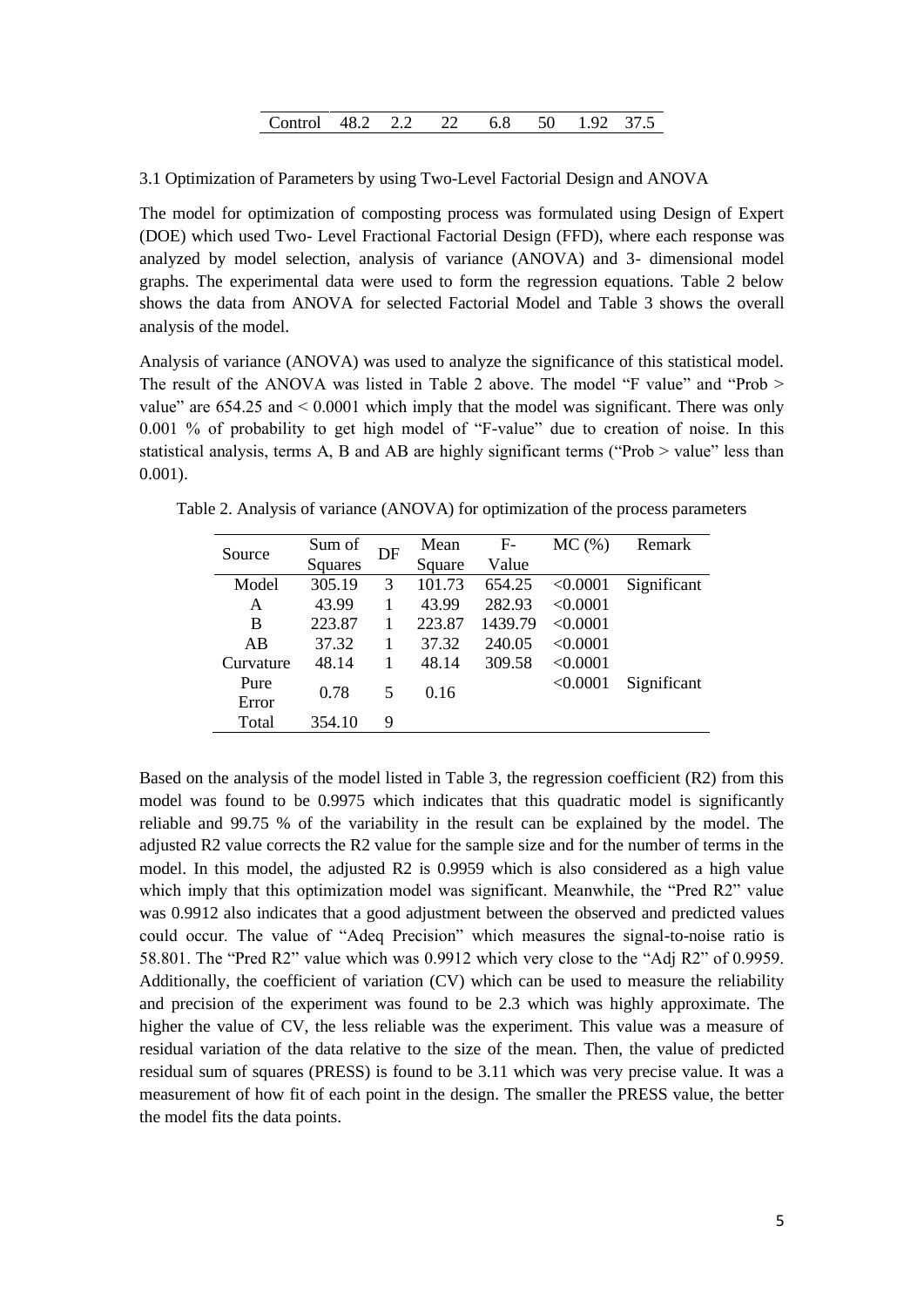| Control | 48.2 | 2.2 | 22 | 6.8 | 50 | 1.92 | 37.5 |
|---|---|---|---|---|---|---|---|

3.1 Optimization of Parameters by using Two-Level Factorial Design and ANOVA

The model for optimization of composting process was formulated using Design of Expert (DOE) which used Two- Level Fractional Factorial Design (FFD), where each response was analyzed by model selection, analysis of variance (ANOVA) and 3- dimensional model graphs. The experimental data were used to form the regression equations. Table 2 below shows the data from ANOVA for selected Factorial Model and Table 3 shows the overall analysis of the model.

Analysis of variance (ANOVA) was used to analyze the significance of this statistical model. The result of the ANOVA was listed in Table 2 above. The model "F value" and "Prob > value" are 654.25 and < 0.0001 which imply that the model was significant. There was only 0.001 % of probability to get high model of "F-value" due to creation of noise. In this statistical analysis, terms A, B and AB are highly significant terms ("Prob > value" less than 0.001).

Table 2. Analysis of variance (ANOVA) for optimization of the process parameters

| Source | Sum of Squares | DF | Mean Square | F-Value | MC (%) | Remark |
|---|---|---|---|---|---|---|
| Model | 305.19 | 3 | 101.73 | 654.25 | <0.0001 | Significant |
| A | 43.99 | 1 | 43.99 | 282.93 | <0.0001 | |
| B | 223.87 | 1 | 223.87 | 1439.79 | <0.0001 | |
| AB | 37.32 | 1 | 37.32 | 240.05 | <0.0001 | |
| Curvature | 48.14 | 1 | 48.14 | 309.58 | <0.0001 | |
| Pure Error | 0.78 | 5 | 0.16 | | <0.0001 | Significant |
| Total | 354.10 | 9 | | | | |

Based on the analysis of the model listed in Table 3, the regression coefficient (R2) from this model was found to be 0.9975 which indicates that this quadratic model is significantly reliable and 99.75 % of the variability in the result can be explained by the model. The adjusted R2 value corrects the R2 value for the sample size and for the number of terms in the model. In this model, the adjusted R2 is 0.9959 which is also considered as a high value which imply that this optimization model was significant. Meanwhile, the "Pred R2" value was 0.9912 also indicates that a good adjustment between the observed and predicted values could occur. The value of "Adeq Precision" which measures the signal-to-noise ratio is 58.801. The "Pred R2" value which was 0.9912 which very close to the "Adj R2" of 0.9959. Additionally, the coefficient of variation (CV) which can be used to measure the reliability and precision of the experiment was found to be 2.3 which was highly approximate. The higher the value of CV, the less reliable was the experiment. This value was a measure of residual variation of the data relative to the size of the mean. Then, the value of predicted residual sum of squares (PRESS) is found to be 3.11 which was very precise value. It was a measurement of how fit of each point in the design. The smaller the PRESS value, the better the model fits the data points.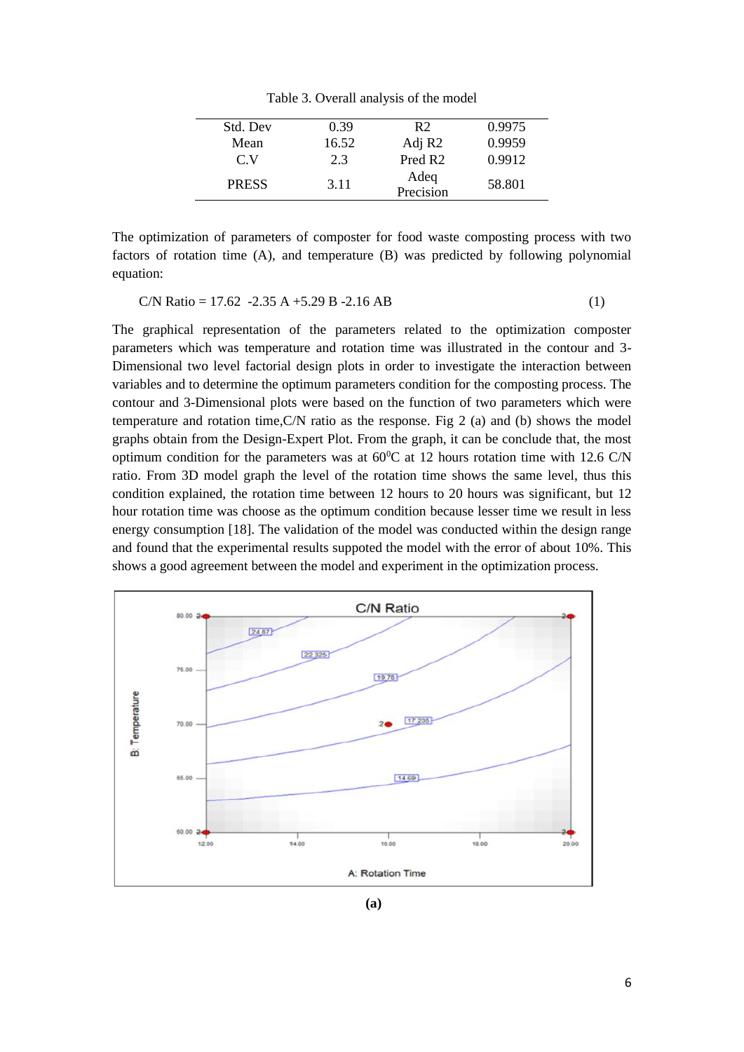Table 3. Overall analysis of the model

| | | | |
|---|---|---|---|
| Std. Dev | 0.39 | R2 | 0.9975 |
| Mean | 16.52 | Adj R2 | 0.9959 |
| C.V | 2.3 | Pred R2 | 0.9912 |
| PRESS | 3.11 | Adeq Precision | 58.801 |

The optimization of parameters of composter for food waste composting process with two factors of rotation time (A), and temperature (B) was predicted by following polynomial equation:

$$\text{C/N Ratio} = 17.62 - 2.35\,A + 5.29\,B - 2.16\,AB \quad (1)$$

The graphical representation of the parameters related to the optimization composter parameters which was temperature and rotation time was illustrated in the contour and 3-Dimensional two level factorial design plots in order to investigate the interaction between variables and to determine the optimum parameters condition for the composting process. The contour and 3-Dimensional plots were based on the function of two parameters which were temperature and rotation time,C/N ratio as the response. Fig 2 (a) and (b) shows the model graphs obtain from the Design-Expert Plot. From the graph, it can be conclude that, the most optimum condition for the parameters was at 60$^0$C at 12 hours rotation time with 12.6 C/N ratio. From 3D model graph the level of the rotation time shows the same level, thus this condition explained, the rotation time between 12 hours to 20 hours was significant, but 12 hour rotation time was choose as the optimum condition because lesser time we result in less energy consumption [18]. The validation of the model was conducted within the design range and found that the experimental results suppoted the model with the error of about 10%. This shows a good agreement between the model and experiment in the optimization process.

**(a)**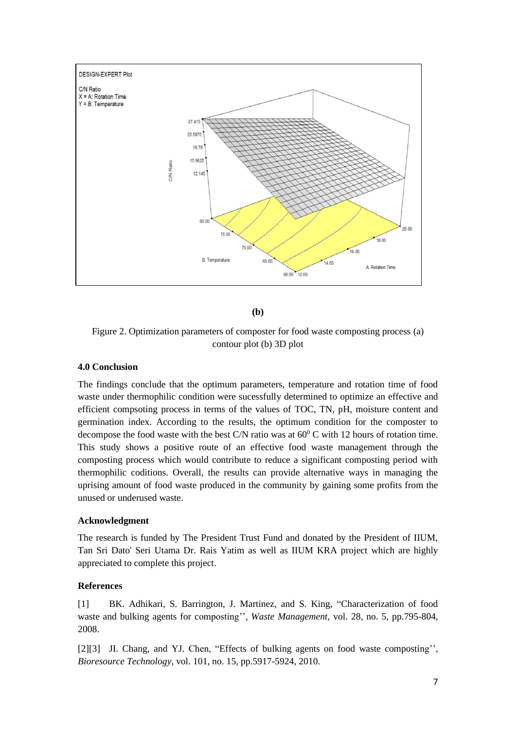**(b)**

Figure 2. Optimization parameters of composter for food waste composting process (a) contour plot (b) 3D plot

### 4.0 Conclusion

The findings conclude that the optimum parameters, temperature and rotation time of food waste under thermophilic condition were sucessfully determined to optimize an effective and efficient compsoting process in terms of the values of TOC, TN, pH, moisture content and germination index. According to the results, the optimum condition for the composter to decompose the food waste with the best C/N ratio was at $60^0$ C with 12 hours of rotation time. This study shows a positive route of an effective food waste management through the composting process which would contribute to reduce a significant composting period with thermophilic coditions. Overall, the results can provide alternative ways in managing the uprising amount of food waste produced in the community by gaining some profits from the unused or underused waste.

### Acknowledgment

The research is funded by The President Trust Fund and donated by the President of IIUM, Tan Sri Dato' Seri Utama Dr. Rais Yatim as well as IIUM KRA project which are highly appreciated to complete this project.

### References

[1] BK. Adhikari, S. Barrington, J. Martinez, and S. King, "Characterization of food waste and bulking agents for composting'', *Waste Management*, vol. 28, no. 5, pp.795-804, 2008.

[2][3] JI. Chang, and YJ. Chen, "Effects of bulking agents on food waste composting'', *Bioresource Technology*, vol. 101, no. 15, pp.5917-5924, 2010.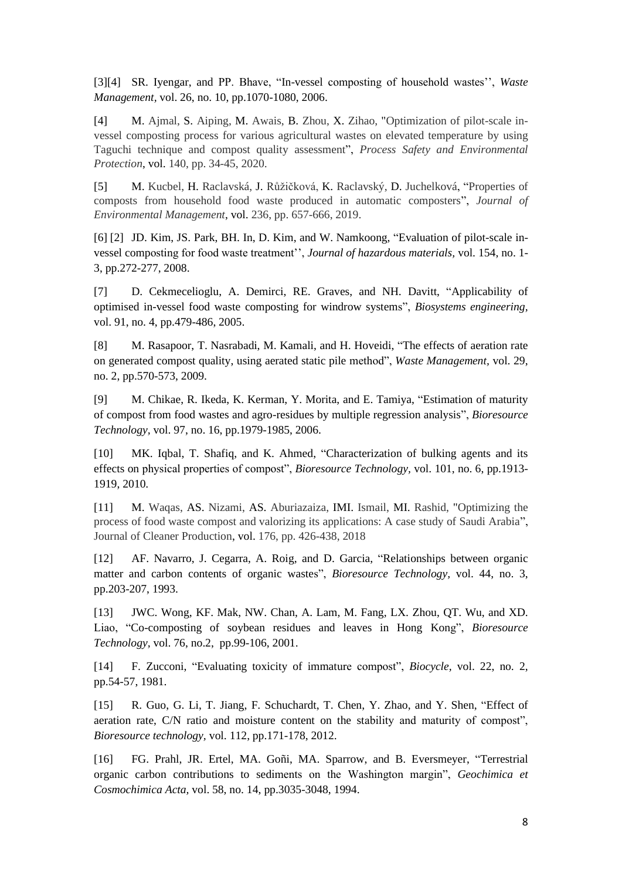[3][4] SR. Iyengar, and PP. Bhave, "In-vessel composting of household wastes'', *Waste Management*, vol. 26, no. 10, pp.1070-1080, 2006.

[4] M. Ajmal, S. Aiping, M. Awais, B. Zhou, X. Zihao, "Optimization of pilot-scale in-vessel composting process for various agricultural wastes on elevated temperature by using Taguchi technique and compost quality assessment", *Process Safety and Environmental Protection*, vol. 140, pp. 34-45, 2020.

[5] M. Kucbel, H. Raclavská, J. Růžičková, K. Raclavský, D. Juchelková, "Properties of composts from household food waste produced in automatic composters", *Journal of Environmental Management*, vol. 236, pp. 657-666, 2019.

[6] [2] JD. Kim, JS. Park, BH. In, D. Kim, and W. Namkoong, "Evaluation of pilot-scale in-vessel composting for food waste treatment'', *Journal of hazardous materials*, vol. 154, no. 1-3, pp.272-277, 2008.

[7] D. Cekmecelioglu, A. Demirci, RE. Graves, and NH. Davitt, "Applicability of optimised in-vessel food waste composting for windrow systems", *Biosystems engineering*, vol. 91, no. 4, pp.479-486, 2005.

[8] M. Rasapoor, T. Nasrabadi, M. Kamali, and H. Hoveidi, "The effects of aeration rate on generated compost quality, using aerated static pile method", *Waste Management*, vol. 29, no. 2, pp.570-573, 2009.

[9] M. Chikae, R. Ikeda, K. Kerman, Y. Morita, and E. Tamiya, "Estimation of maturity of compost from food wastes and agro-residues by multiple regression analysis", *Bioresource Technology*, vol. 97, no. 16, pp.1979-1985, 2006.

[10] MK. Iqbal, T. Shafiq, and K. Ahmed, "Characterization of bulking agents and its effects on physical properties of compost", *Bioresource Technology*, vol. 101, no. 6, pp.1913-1919, 2010.

[11] M. Waqas, AS. Nizami, AS. Aburiazaiza, IMI. Ismail, MI. Rashid, "Optimizing the process of food waste compost and valorizing its applications: A case study of Saudi Arabia", Journal of Cleaner Production, vol. 176, pp. 426-438, 2018

[12] AF. Navarro, J. Cegarra, A. Roig, and D. Garcia, "Relationships between organic matter and carbon contents of organic wastes", *Bioresource Technology*, vol. 44, no. 3, pp.203-207, 1993.

[13] JWC. Wong, KF. Mak, NW. Chan, A. Lam, M. Fang, LX. Zhou, QT. Wu, and XD. Liao, "Co-composting of soybean residues and leaves in Hong Kong", *Bioresource Technology*, vol. 76, no.2, pp.99-106, 2001.

[14] F. Zucconi, "Evaluating toxicity of immature compost", *Biocycle*, vol. 22, no. 2, pp.54-57, 1981.

[15] R. Guo, G. Li, T. Jiang, F. Schuchardt, T. Chen, Y. Zhao, and Y. Shen, "Effect of aeration rate, C/N ratio and moisture content on the stability and maturity of compost", *Bioresource technology*, vol. 112, pp.171-178, 2012.

[16] FG. Prahl, JR. Ertel, MA. Goñi, MA. Sparrow, and B. Eversmeyer, "Terrestrial organic carbon contributions to sediments on the Washington margin", *Geochimica et Cosmochimica Acta*, vol. 58, no. 14, pp.3035-3048, 1994.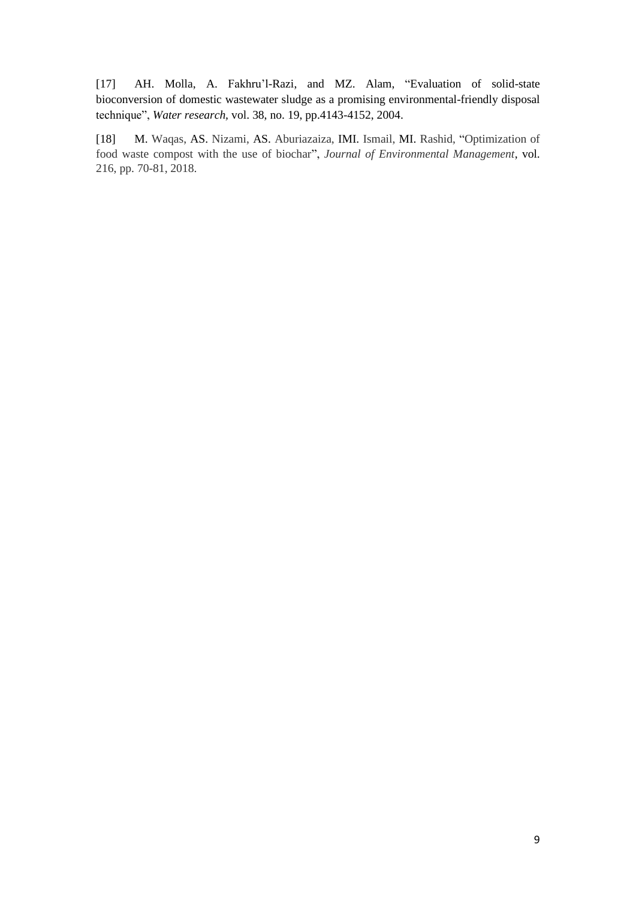[17] AH. Molla, A. Fakhru'l-Razi, and MZ. Alam, "Evaluation of solid-state bioconversion of domestic wastewater sludge as a promising environmental-friendly disposal technique", *Water research*, vol. 38, no. 19, pp.4143-4152, 2004.

[18] M. Waqas, AS. Nizami, AS. Aburiazaiza, IMI. Ismail, MI. Rashid, "Optimization of food waste compost with the use of biochar", *Journal of Environmental Management*, vol. 216, pp. 70-81, 2018.